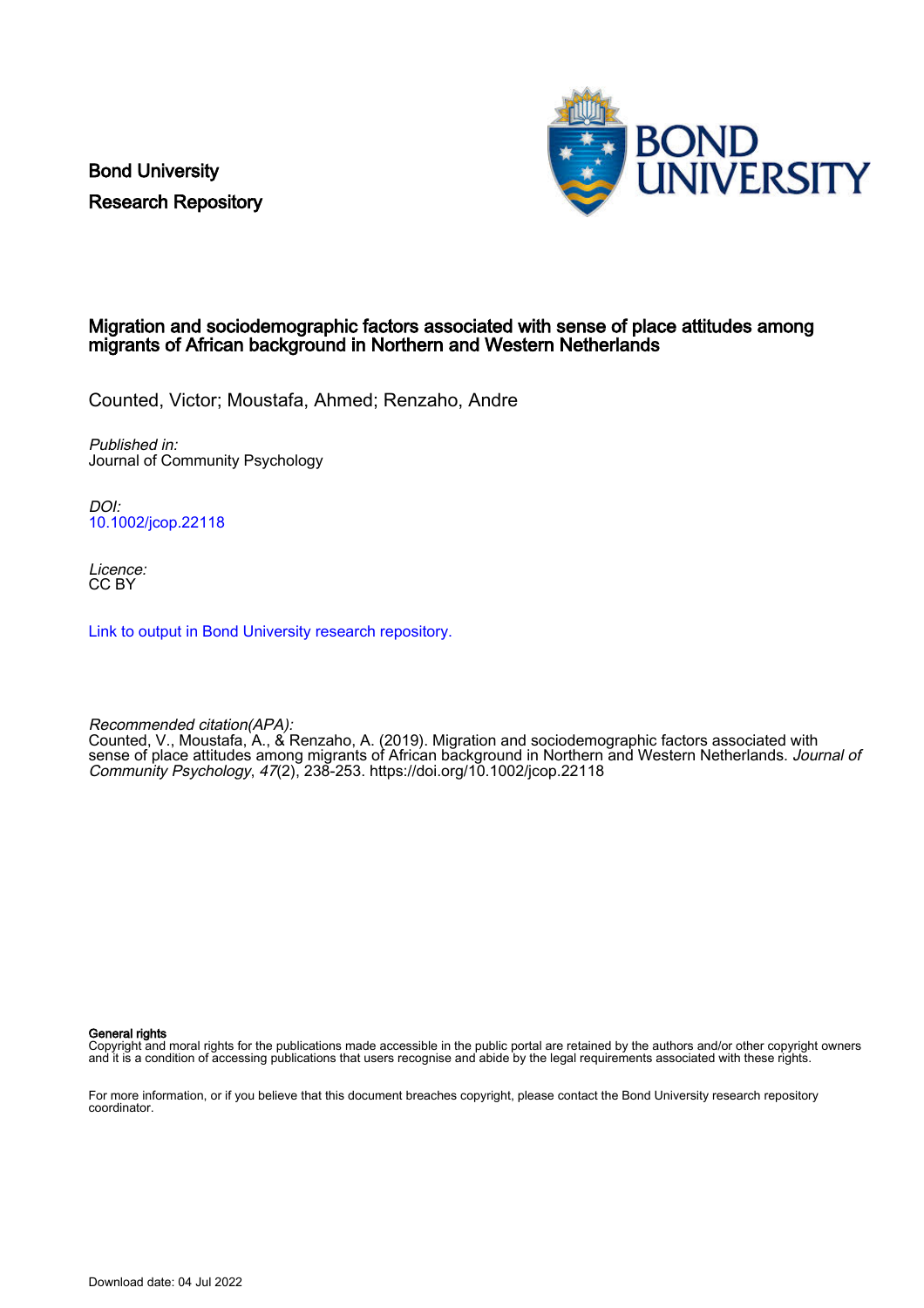Bond University
Research Repository

# Migration and sociodemographic factors associated with sense of place attitudes among migrants of African background in Northern and Western Netherlands

Counted, Victor; Moustafa, Ahmed; Renzaho, Andre

*Published in:*
Journal of Community Psychology

*DOI:*
10.1002/jcop.22118

*Licence:*
CC BY

Link to output in Bond University research repository.

*Recommended citation(APA):*
Counted, V., Moustafa, A., & Renzaho, A. (2019). Migration and sociodemographic factors associated with sense of place attitudes among migrants of African background in Northern and Western Netherlands. *Journal of Community Psychology*, *47*(2), 238-253. https://doi.org/10.1002/jcop.22118

**General rights**
Copyright and moral rights for the publications made accessible in the public portal are retained by the authors and/or other copyright owners and it is a condition of accessing publications that users recognise and abide by the legal requirements associated with these rights.

For more information, or if you believe that this document breaches copyright, please contact the Bond University research repository coordinator.

Download date: 04 Jul 2022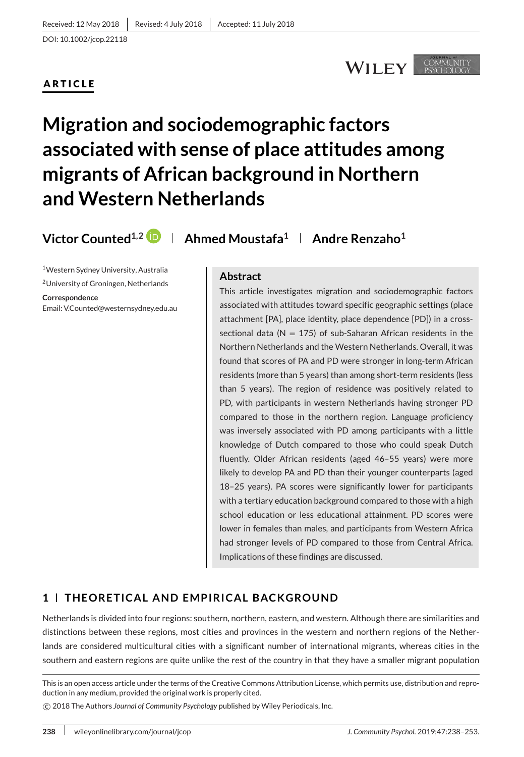Received: 12 May 2018 | Revised: 4 July 2018 | Accepted: 11 July 2018

DOI: 10.1002/jcop.22118

**ARTICLE**

# Migration and sociodemographic factors associated with sense of place attitudes among migrants of African background in Northern and Western Netherlands

**Victor Counted**[1,2] | **Ahmed Moustafa**[1] | **Andre Renzaho**[1]

[1]Western Sydney University, Australia

[2]University of Groningen, Netherlands

**Correspondence**

Email: V.Counted@westernsydney.edu.au

## Abstract

This article investigates migration and sociodemographic factors associated with attitudes toward specific geographic settings (place attachment [PA], place identity, place dependence [PD]) in a cross-sectional data (N = 175) of sub-Saharan African residents in the Northern Netherlands and the Western Netherlands. Overall, it was found that scores of PA and PD were stronger in long-term African residents (more than 5 years) than among short-term residents (less than 5 years). The region of residence was positively related to PD, with participants in western Netherlands having stronger PD compared to those in the northern region. Language proficiency was inversely associated with PD among participants with a little knowledge of Dutch compared to those who could speak Dutch fluently. Older African residents (aged 46–55 years) were more likely to develop PA and PD than their younger counterparts (aged 18–25 years). PA scores were significantly lower for participants with a tertiary education background compared to those with a high school education or less educational attainment. PD scores were lower in females than males, and participants from Western Africa had stronger levels of PD compared to those from Central Africa. Implications of these findings are discussed.

## 1 | THEORETICAL AND EMPIRICAL BACKGROUND

Netherlands is divided into four regions: southern, northern, eastern, and western. Although there are similarities and distinctions between these regions, most cities and provinces in the western and northern regions of the Netherlands are considered multicultural cities with a significant number of international migrants, whereas cities in the southern and eastern regions are quite unlike the rest of the country in that they have a smaller migrant population

This is an open access article under the terms of the Creative Commons Attribution License, which permits use, distribution and reproduction in any medium, provided the original work is properly cited.

© 2018 The Authors *Journal of Community Psychology* published by Wiley Periodicals, Inc.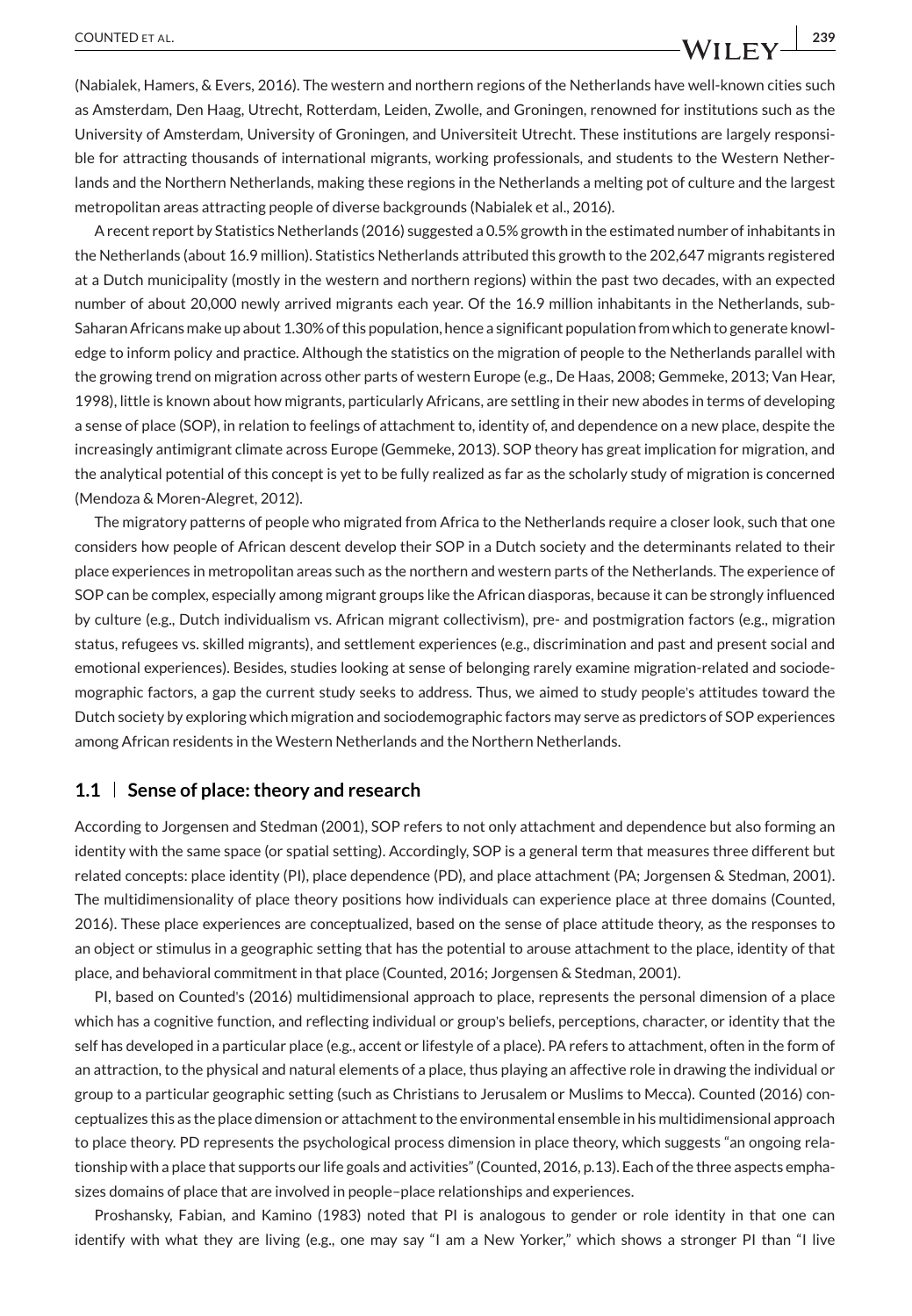(Nabialek, Hamers, & Evers, 2016). The western and northern regions of the Netherlands have well-known cities such as Amsterdam, Den Haag, Utrecht, Rotterdam, Leiden, Zwolle, and Groningen, renowned for institutions such as the University of Amsterdam, University of Groningen, and Universiteit Utrecht. These institutions are largely responsible for attracting thousands of international migrants, working professionals, and students to the Western Netherlands and the Northern Netherlands, making these regions in the Netherlands a melting pot of culture and the largest metropolitan areas attracting people of diverse backgrounds (Nabialek et al., 2016).

A recent report by Statistics Netherlands (2016) suggested a 0.5% growth in the estimated number of inhabitants in the Netherlands (about 16.9 million). Statistics Netherlands attributed this growth to the 202,647 migrants registered at a Dutch municipality (mostly in the western and northern regions) within the past two decades, with an expected number of about 20,000 newly arrived migrants each year. Of the 16.9 million inhabitants in the Netherlands, sub-Saharan Africans make up about 1.30% of this population, hence a significant population from which to generate knowledge to inform policy and practice. Although the statistics on the migration of people to the Netherlands parallel with the growing trend on migration across other parts of western Europe (e.g., De Haas, 2008; Gemmeke, 2013; Van Hear, 1998), little is known about how migrants, particularly Africans, are settling in their new abodes in terms of developing a sense of place (SOP), in relation to feelings of attachment to, identity of, and dependence on a new place, despite the increasingly antimigrant climate across Europe (Gemmeke, 2013). SOP theory has great implication for migration, and the analytical potential of this concept is yet to be fully realized as far as the scholarly study of migration is concerned (Mendoza & Moren-Alegret, 2012).

The migratory patterns of people who migrated from Africa to the Netherlands require a closer look, such that one considers how people of African descent develop their SOP in a Dutch society and the determinants related to their place experiences in metropolitan areas such as the northern and western parts of the Netherlands. The experience of SOP can be complex, especially among migrant groups like the African diasporas, because it can be strongly influenced by culture (e.g., Dutch individualism vs. African migrant collectivism), pre- and postmigration factors (e.g., migration status, refugees vs. skilled migrants), and settlement experiences (e.g., discrimination and past and present social and emotional experiences). Besides, studies looking at sense of belonging rarely examine migration-related and sociodemographic factors, a gap the current study seeks to address. Thus, we aimed to study people's attitudes toward the Dutch society by exploring which migration and sociodemographic factors may serve as predictors of SOP experiences among African residents in the Western Netherlands and the Northern Netherlands.

## 1.1 | Sense of place: theory and research

According to Jorgensen and Stedman (2001), SOP refers to not only attachment and dependence but also forming an identity with the same space (or spatial setting). Accordingly, SOP is a general term that measures three different but related concepts: place identity (PI), place dependence (PD), and place attachment (PA; Jorgensen & Stedman, 2001). The multidimensionality of place theory positions how individuals can experience place at three domains (Counted, 2016). These place experiences are conceptualized, based on the sense of place attitude theory, as the responses to an object or stimulus in a geographic setting that has the potential to arouse attachment to the place, identity of that place, and behavioral commitment in that place (Counted, 2016; Jorgensen & Stedman, 2001).

PI, based on Counted's (2016) multidimensional approach to place, represents the personal dimension of a place which has a cognitive function, and reflecting individual or group's beliefs, perceptions, character, or identity that the self has developed in a particular place (e.g., accent or lifestyle of a place). PA refers to attachment, often in the form of an attraction, to the physical and natural elements of a place, thus playing an affective role in drawing the individual or group to a particular geographic setting (such as Christians to Jerusalem or Muslims to Mecca). Counted (2016) conceptualizes this as the place dimension or attachment to the environmental ensemble in his multidimensional approach to place theory. PD represents the psychological process dimension in place theory, which suggests "an ongoing relationship with a place that supports our life goals and activities" (Counted, 2016, p.13). Each of the three aspects emphasizes domains of place that are involved in people–place relationships and experiences.

Proshansky, Fabian, and Kamino (1983) noted that PI is analogous to gender or role identity in that one can identify with what they are living (e.g., one may say "I am a New Yorker," which shows a stronger PI than "I live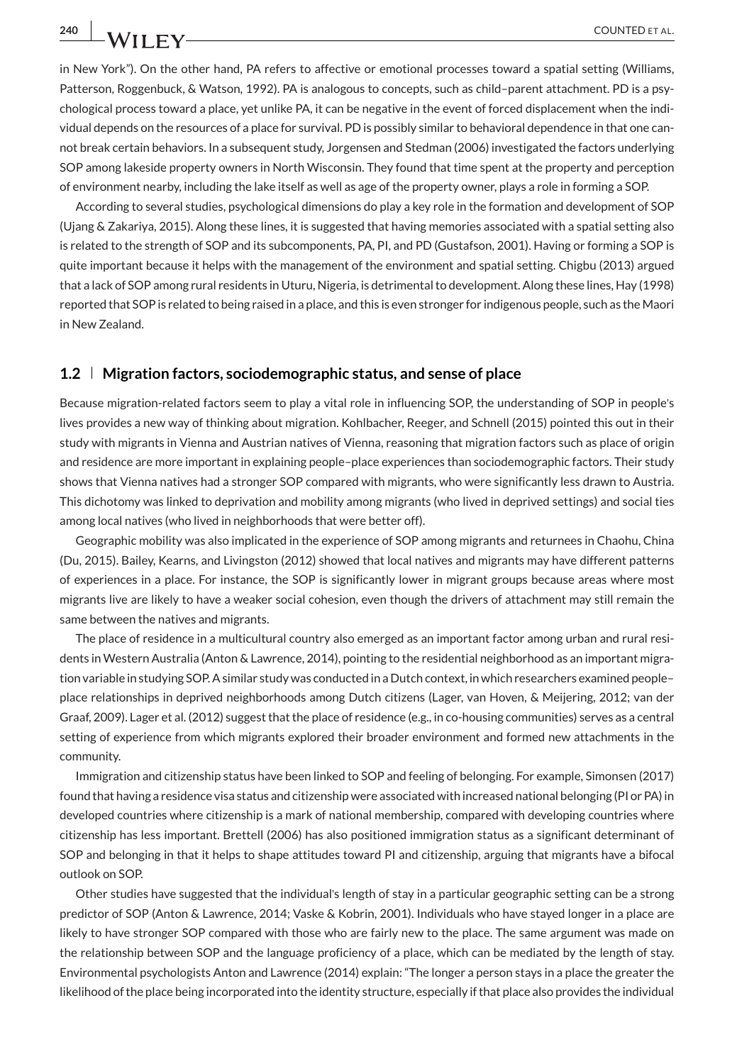in New York"). On the other hand, PA refers to affective or emotional processes toward a spatial setting (Williams, Patterson, Roggenbuck, & Watson, 1992). PA is analogous to concepts, such as child–parent attachment. PD is a psychological process toward a place, yet unlike PA, it can be negative in the event of forced displacement when the individual depends on the resources of a place for survival. PD is possibly similar to behavioral dependence in that one cannot break certain behaviors. In a subsequent study, Jorgensen and Stedman (2006) investigated the factors underlying SOP among lakeside property owners in North Wisconsin. They found that time spent at the property and perception of environment nearby, including the lake itself as well as age of the property owner, plays a role in forming a SOP.

According to several studies, psychological dimensions do play a key role in the formation and development of SOP (Ujang & Zakariya, 2015). Along these lines, it is suggested that having memories associated with a spatial setting also is related to the strength of SOP and its subcomponents, PA, PI, and PD (Gustafson, 2001). Having or forming a SOP is quite important because it helps with the management of the environment and spatial setting. Chigbu (2013) argued that a lack of SOP among rural residents in Uturu, Nigeria, is detrimental to development. Along these lines, Hay (1998) reported that SOP is related to being raised in a place, and this is even stronger for indigenous people, such as the Maori in New Zealand.

### 1.2 | Migration factors, sociodemographic status, and sense of place

Because migration-related factors seem to play a vital role in influencing SOP, the understanding of SOP in people's lives provides a new way of thinking about migration. Kohlbacher, Reeger, and Schnell (2015) pointed this out in their study with migrants in Vienna and Austrian natives of Vienna, reasoning that migration factors such as place of origin and residence are more important in explaining people–place experiences than sociodemographic factors. Their study shows that Vienna natives had a stronger SOP compared with migrants, who were significantly less drawn to Austria. This dichotomy was linked to deprivation and mobility among migrants (who lived in deprived settings) and social ties among local natives (who lived in neighborhoods that were better off).

Geographic mobility was also implicated in the experience of SOP among migrants and returnees in Chaohu, China (Du, 2015). Bailey, Kearns, and Livingston (2012) showed that local natives and migrants may have different patterns of experiences in a place. For instance, the SOP is significantly lower in migrant groups because areas where most migrants live are likely to have a weaker social cohesion, even though the drivers of attachment may still remain the same between the natives and migrants.

The place of residence in a multicultural country also emerged as an important factor among urban and rural residents in Western Australia (Anton & Lawrence, 2014), pointing to the residential neighborhood as an important migration variable in studying SOP. A similar study was conducted in a Dutch context, in which researchers examined people–place relationships in deprived neighborhoods among Dutch citizens (Lager, van Hoven, & Meijering, 2012; van der Graaf, 2009). Lager et al. (2012) suggest that the place of residence (e.g., in co-housing communities) serves as a central setting of experience from which migrants explored their broader environment and formed new attachments in the community.

Immigration and citizenship status have been linked to SOP and feeling of belonging. For example, Simonsen (2017) found that having a residence visa status and citizenship were associated with increased national belonging (PI or PA) in developed countries where citizenship is a mark of national membership, compared with developing countries where citizenship has less important. Brettell (2006) has also positioned immigration status as a significant determinant of SOP and belonging in that it helps to shape attitudes toward PI and citizenship, arguing that migrants have a bifocal outlook on SOP.

Other studies have suggested that the individual's length of stay in a particular geographic setting can be a strong predictor of SOP (Anton & Lawrence, 2014; Vaske & Kobrin, 2001). Individuals who have stayed longer in a place are likely to have stronger SOP compared with those who are fairly new to the place. The same argument was made on the relationship between SOP and the language proficiency of a place, which can be mediated by the length of stay. Environmental psychologists Anton and Lawrence (2014) explain: "The longer a person stays in a place the greater the likelihood of the place being incorporated into the identity structure, especially if that place also provides the individual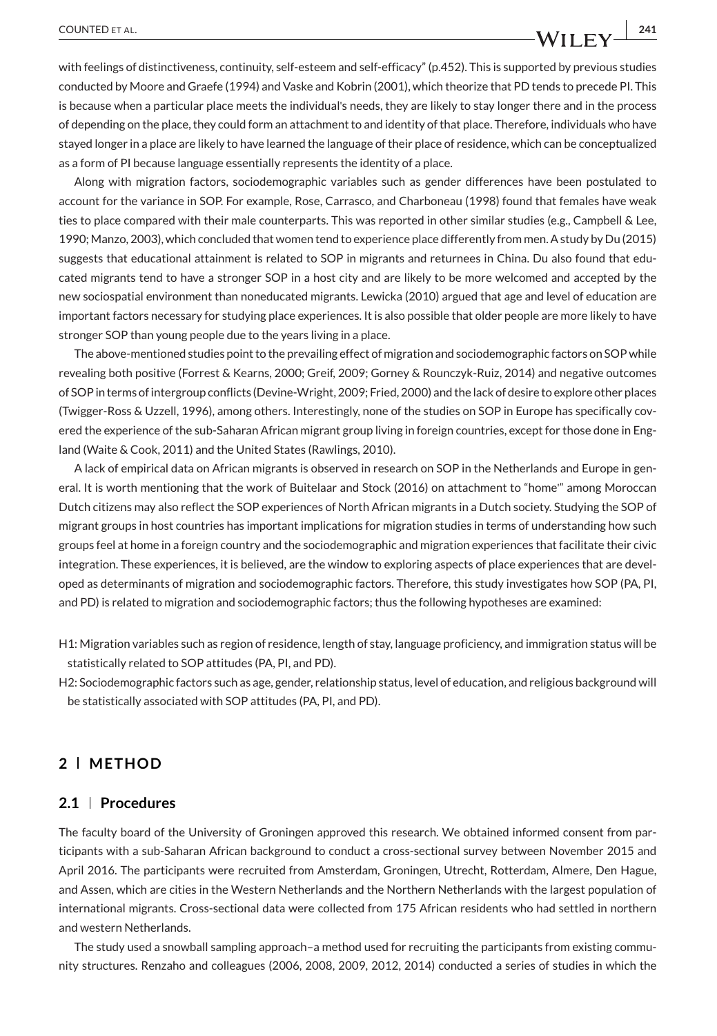with feelings of distinctiveness, continuity, self-esteem and self-efficacy" (p.452). This is supported by previous studies conducted by Moore and Graefe (1994) and Vaske and Kobrin (2001), which theorize that PD tends to precede PI. This is because when a particular place meets the individual's needs, they are likely to stay longer there and in the process of depending on the place, they could form an attachment to and identity of that place. Therefore, individuals who have stayed longer in a place are likely to have learned the language of their place of residence, which can be conceptualized as a form of PI because language essentially represents the identity of a place.

Along with migration factors, sociodemographic variables such as gender differences have been postulated to account for the variance in SOP. For example, Rose, Carrasco, and Charboneau (1998) found that females have weak ties to place compared with their male counterparts. This was reported in other similar studies (e.g., Campbell & Lee, 1990; Manzo, 2003), which concluded that women tend to experience place differently from men. A study by Du (2015) suggests that educational attainment is related to SOP in migrants and returnees in China. Du also found that educated migrants tend to have a stronger SOP in a host city and are likely to be more welcomed and accepted by the new sociospatial environment than noneducated migrants. Lewicka (2010) argued that age and level of education are important factors necessary for studying place experiences. It is also possible that older people are more likely to have stronger SOP than young people due to the years living in a place.

The above-mentioned studies point to the prevailing effect of migration and sociodemographic factors on SOP while revealing both positive (Forrest & Kearns, 2000; Greif, 2009; Gorney & Rounczyk-Ruiz, 2014) and negative outcomes of SOP in terms of intergroup conflicts (Devine-Wright, 2009; Fried, 2000) and the lack of desire to explore other places (Twigger-Ross & Uzzell, 1996), among others. Interestingly, none of the studies on SOP in Europe has specifically covered the experience of the sub-Saharan African migrant group living in foreign countries, except for those done in England (Waite & Cook, 2011) and the United States (Rawlings, 2010).

A lack of empirical data on African migrants is observed in research on SOP in the Netherlands and Europe in general. It is worth mentioning that the work of Buitelaar and Stock (2016) on attachment to "home'" among Moroccan Dutch citizens may also reflect the SOP experiences of North African migrants in a Dutch society. Studying the SOP of migrant groups in host countries has important implications for migration studies in terms of understanding how such groups feel at home in a foreign country and the sociodemographic and migration experiences that facilitate their civic integration. These experiences, it is believed, are the window to exploring aspects of place experiences that are developed as determinants of migration and sociodemographic factors. Therefore, this study investigates how SOP (PA, PI, and PD) is related to migration and sociodemographic factors; thus the following hypotheses are examined:

H1: Migration variables such as region of residence, length of stay, language proficiency, and immigration status will be statistically related to SOP attitudes (PA, PI, and PD).

H2: Sociodemographic factors such as age, gender, relationship status, level of education, and religious background will be statistically associated with SOP attitudes (PA, PI, and PD).

## 2 | METHOD

### 2.1 | Procedures

The faculty board of the University of Groningen approved this research. We obtained informed consent from participants with a sub-Saharan African background to conduct a cross-sectional survey between November 2015 and April 2016. The participants were recruited from Amsterdam, Groningen, Utrecht, Rotterdam, Almere, Den Hague, and Assen, which are cities in the Western Netherlands and the Northern Netherlands with the largest population of international migrants. Cross-sectional data were collected from 175 African residents who had settled in northern and western Netherlands.

The study used a snowball sampling approach–a method used for recruiting the participants from existing community structures. Renzaho and colleagues (2006, 2008, 2009, 2012, 2014) conducted a series of studies in which the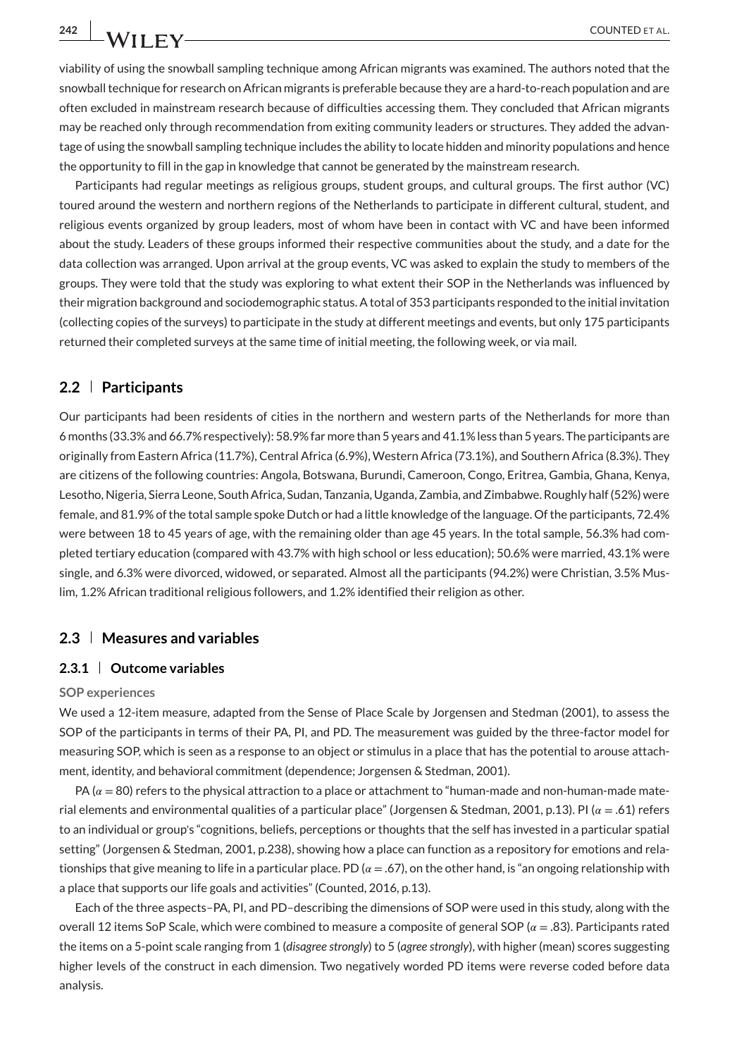viability of using the snowball sampling technique among African migrants was examined. The authors noted that the snowball technique for research on African migrants is preferable because they are a hard-to-reach population and are often excluded in mainstream research because of difficulties accessing them. They concluded that African migrants may be reached only through recommendation from exiting community leaders or structures. They added the advantage of using the snowball sampling technique includes the ability to locate hidden and minority populations and hence the opportunity to fill in the gap in knowledge that cannot be generated by the mainstream research.

Participants had regular meetings as religious groups, student groups, and cultural groups. The first author (VC) toured around the western and northern regions of the Netherlands to participate in different cultural, student, and religious events organized by group leaders, most of whom have been in contact with VC and have been informed about the study. Leaders of these groups informed their respective communities about the study, and a date for the data collection was arranged. Upon arrival at the group events, VC was asked to explain the study to members of the groups. They were told that the study was exploring to what extent their SOP in the Netherlands was influenced by their migration background and sociodemographic status. A total of 353 participants responded to the initial invitation (collecting copies of the surveys) to participate in the study at different meetings and events, but only 175 participants returned their completed surveys at the same time of initial meeting, the following week, or via mail.

## 2.2 | Participants

Our participants had been residents of cities in the northern and western parts of the Netherlands for more than 6 months (33.3% and 66.7% respectively): 58.9% far more than 5 years and 41.1% less than 5 years. The participants are originally from Eastern Africa (11.7%), Central Africa (6.9%), Western Africa (73.1%), and Southern Africa (8.3%). They are citizens of the following countries: Angola, Botswana, Burundi, Cameroon, Congo, Eritrea, Gambia, Ghana, Kenya, Lesotho, Nigeria, Sierra Leone, South Africa, Sudan, Tanzania, Uganda, Zambia, and Zimbabwe. Roughly half (52%) were female, and 81.9% of the total sample spoke Dutch or had a little knowledge of the language. Of the participants, 72.4% were between 18 to 45 years of age, with the remaining older than age 45 years. In the total sample, 56.3% had completed tertiary education (compared with 43.7% with high school or less education); 50.6% were married, 43.1% were single, and 6.3% were divorced, widowed, or separated. Almost all the participants (94.2%) were Christian, 3.5% Muslim, 1.2% African traditional religious followers, and 1.2% identified their religion as other.

## 2.3 | Measures and variables

### 2.3.1 | Outcome variables

#### SOP experiences

We used a 12-item measure, adapted from the Sense of Place Scale by Jorgensen and Stedman (2001), to assess the SOP of the participants in terms of their PA, PI, and PD. The measurement was guided by the three-factor model for measuring SOP, which is seen as a response to an object or stimulus in a place that has the potential to arouse attachment, identity, and behavioral commitment (dependence; Jorgensen & Stedman, 2001).

PA ($\alpha = 80$) refers to the physical attraction to a place or attachment to "human-made and non-human-made material elements and environmental qualities of a particular place" (Jorgensen & Stedman, 2001, p.13). PI ($\alpha = .61$) refers to an individual or group's "cognitions, beliefs, perceptions or thoughts that the self has invested in a particular spatial setting" (Jorgensen & Stedman, 2001, p.238), showing how a place can function as a repository for emotions and relationships that give meaning to life in a particular place. PD ($\alpha = .67$), on the other hand, is "an ongoing relationship with a place that supports our life goals and activities" (Counted, 2016, p.13).

Each of the three aspects–PA, PI, and PD–describing the dimensions of SOP were used in this study, along with the overall 12 items SoP Scale, which were combined to measure a composite of general SOP ($\alpha = .83$). Participants rated the items on a 5-point scale ranging from 1 (*disagree strongly*) to 5 (*agree strongly*), with higher (mean) scores suggesting higher levels of the construct in each dimension. Two negatively worded PD items were reverse coded before data analysis.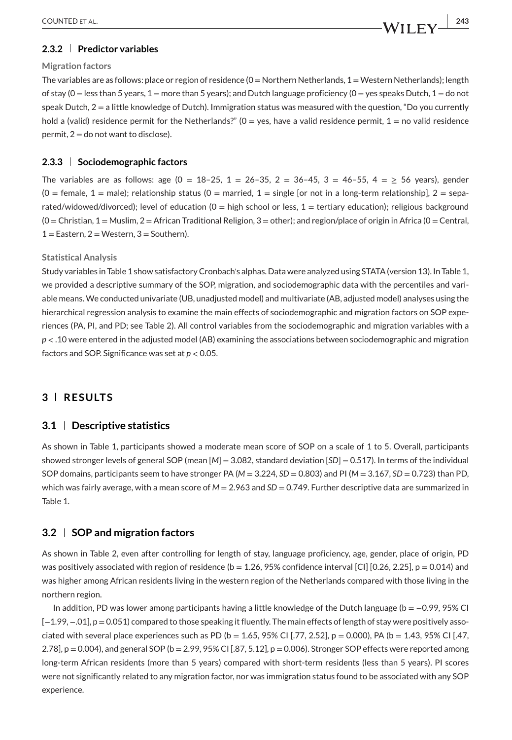### 2.3.2 | Predictor variables

**Migration factors**

The variables are as follows: place or region of residence (0 = Northern Netherlands, 1 = Western Netherlands); length of stay (0 = less than 5 years, 1 = more than 5 years); and Dutch language proficiency (0 = yes speaks Dutch, 1 = do not speak Dutch, 2 = a little knowledge of Dutch). Immigration status was measured with the question, "Do you currently hold a (valid) residence permit for the Netherlands?" (0 = yes, have a valid residence permit, 1 = no valid residence permit, 2 = do not want to disclose).

### 2.3.3 | Sociodemographic factors

The variables are as follows: age (0 = 18–25, 1 = 26–35, 2 = 36–45, 3 = 46–55, 4 = $\geq$ 56 years), gender (0 = female, 1 = male); relationship status (0 = married, 1 = single [or not in a long-term relationship], 2 = separated/widowed/divorced); level of education (0 = high school or less, 1 = tertiary education); religious background (0 = Christian, 1 = Muslim, 2 = African Traditional Religion, 3 = other); and region/place of origin in Africa (0 = Central, 1 = Eastern, 2 = Western, 3 = Southern).

**Statistical Analysis**

Study variables in Table 1 show satisfactory Cronbach's alphas. Data were analyzed using STATA (version 13). In Table 1, we provided a descriptive summary of the SOP, migration, and sociodemographic data with the percentiles and variable means. We conducted univariate (UB, unadjusted model) and multivariate (AB, adjusted model) analyses using the hierarchical regression analysis to examine the main effects of sociodemographic and migration factors on SOP experiences (PA, PI, and PD; see Table 2). All control variables from the sociodemographic and migration variables with a $p < .10$ were entered in the adjusted model (AB) examining the associations between sociodemographic and migration factors and SOP. Significance was set at $p < 0.05$.

## 3 | RESULTS

### 3.1 | Descriptive statistics

As shown in Table 1, participants showed a moderate mean score of SOP on a scale of 1 to 5. Overall, participants showed stronger levels of general SOP (mean [*M*] = 3.082, standard deviation [*SD*] = 0.517). In terms of the individual SOP domains, participants seem to have stronger PA (*M* = 3.224, *SD* = 0.803) and PI (*M* = 3.167, *SD* = 0.723) than PD, which was fairly average, with a mean score of *M* = 2.963 and *SD* = 0.749. Further descriptive data are summarized in Table 1.

### 3.2 | SOP and migration factors

As shown in Table 2, even after controlling for length of stay, language proficiency, age, gender, place of origin, PD was positively associated with region of residence (b = 1.26, 95% confidence interval [CI] [0.26, 2.25], p = 0.014) and was higher among African residents living in the western region of the Netherlands compared with those living in the northern region.

In addition, PD was lower among participants having a little knowledge of the Dutch language (b = −0.99, 95% CI [−1.99, −.01], p = 0.051) compared to those speaking it fluently. The main effects of length of stay were positively associated with several place experiences such as PD (b = 1.65, 95% CI [.77, 2.52], p = 0.000), PA (b = 1.43, 95% CI [.47, 2.78], p = 0.004), and general SOP (b = 2.99, 95% CI [.87, 5.12], p = 0.006). Stronger SOP effects were reported among long-term African residents (more than 5 years) compared with short-term residents (less than 5 years). PI scores were not significantly related to any migration factor, nor was immigration status found to be associated with any SOP experience.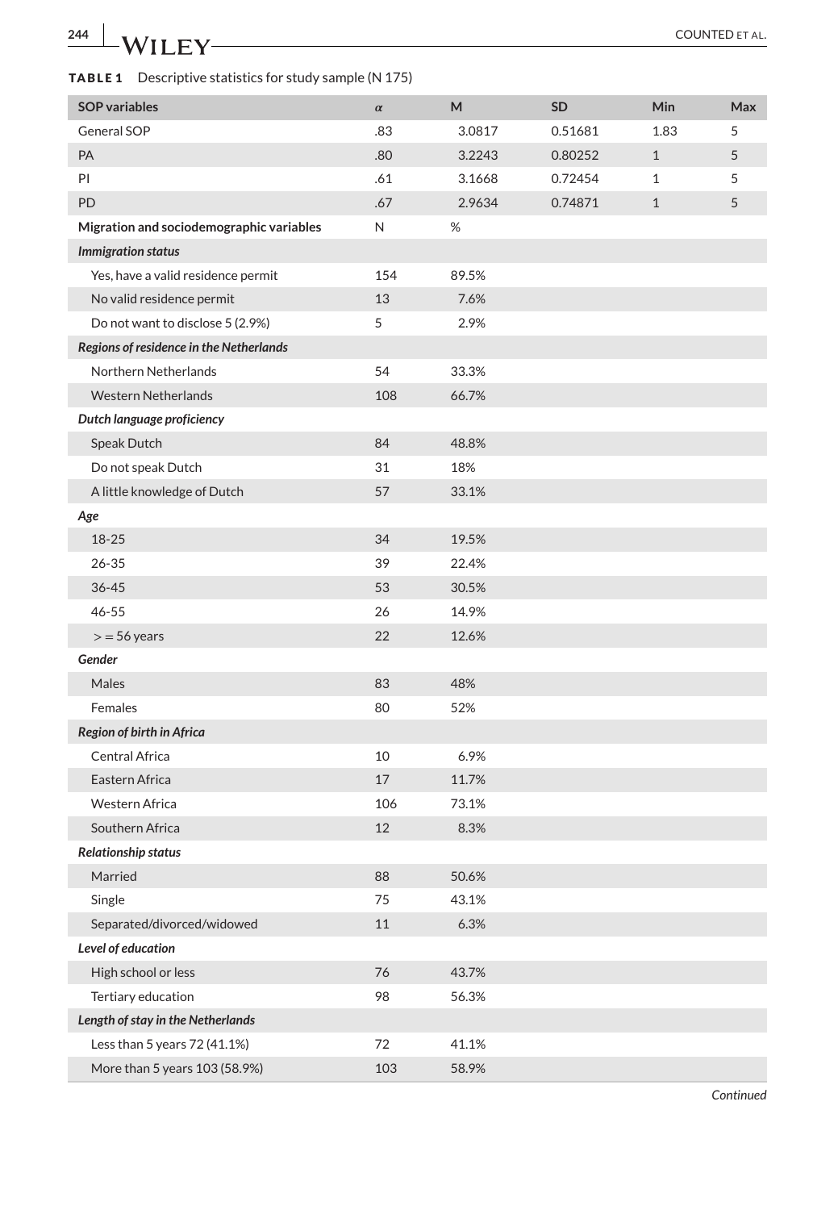**TABLE 1** Descriptive statistics for study sample (N 175)

| SOP variables | α | M | SD | Min | Max |
|---|---|---|---|---|---|
| General SOP | .83 | 3.0817 | 0.51681 | 1.83 | 5 |
| PA | .80 | 3.2243 | 0.80252 | 1 | 5 |
| PI | .61 | 3.1668 | 0.72454 | 1 | 5 |
| PD | .67 | 2.9634 | 0.74871 | 1 | 5 |
| **Migration and sociodemographic variables** | N | % | | | |
| ***Immigration status*** | | | | | |
| Yes, have a valid residence permit | 154 | 89.5% | | | |
| No valid residence permit | 13 | 7.6% | | | |
| Do not want to disclose 5 (2.9%) | 5 | 2.9% | | | |
| ***Regions of residence in the Netherlands*** | | | | | |
| Northern Netherlands | 54 | 33.3% | | | |
| Western Netherlands | 108 | 66.7% | | | |
| ***Dutch language proficiency*** | | | | | |
| Speak Dutch | 84 | 48.8% | | | |
| Do not speak Dutch | 31 | 18% | | | |
| A little knowledge of Dutch | 57 | 33.1% | | | |
| ***Age*** | | | | | |
| 18-25 | 34 | 19.5% | | | |
| 26-35 | 39 | 22.4% | | | |
| 36-45 | 53 | 30.5% | | | |
| 46-55 | 26 | 14.9% | | | |
| > = 56 years | 22 | 12.6% | | | |
| ***Gender*** | | | | | |
| Males | 83 | 48% | | | |
| Females | 80 | 52% | | | |
| ***Region of birth in Africa*** | | | | | |
| Central Africa | 10 | 6.9% | | | |
| Eastern Africa | 17 | 11.7% | | | |
| Western Africa | 106 | 73.1% | | | |
| Southern Africa | 12 | 8.3% | | | |
| ***Relationship status*** | | | | | |
| Married | 88 | 50.6% | | | |
| Single | 75 | 43.1% | | | |
| Separated/divorced/widowed | 11 | 6.3% | | | |
| ***Level of education*** | | | | | |
| High school or less | 76 | 43.7% | | | |
| Tertiary education | 98 | 56.3% | | | |
| ***Length of stay in the Netherlands*** | | | | | |
| Less than 5 years 72 (41.1%) | 72 | 41.1% | | | |
| More than 5 years 103 (58.9%) | 103 | 58.9% | | | |

*Continued*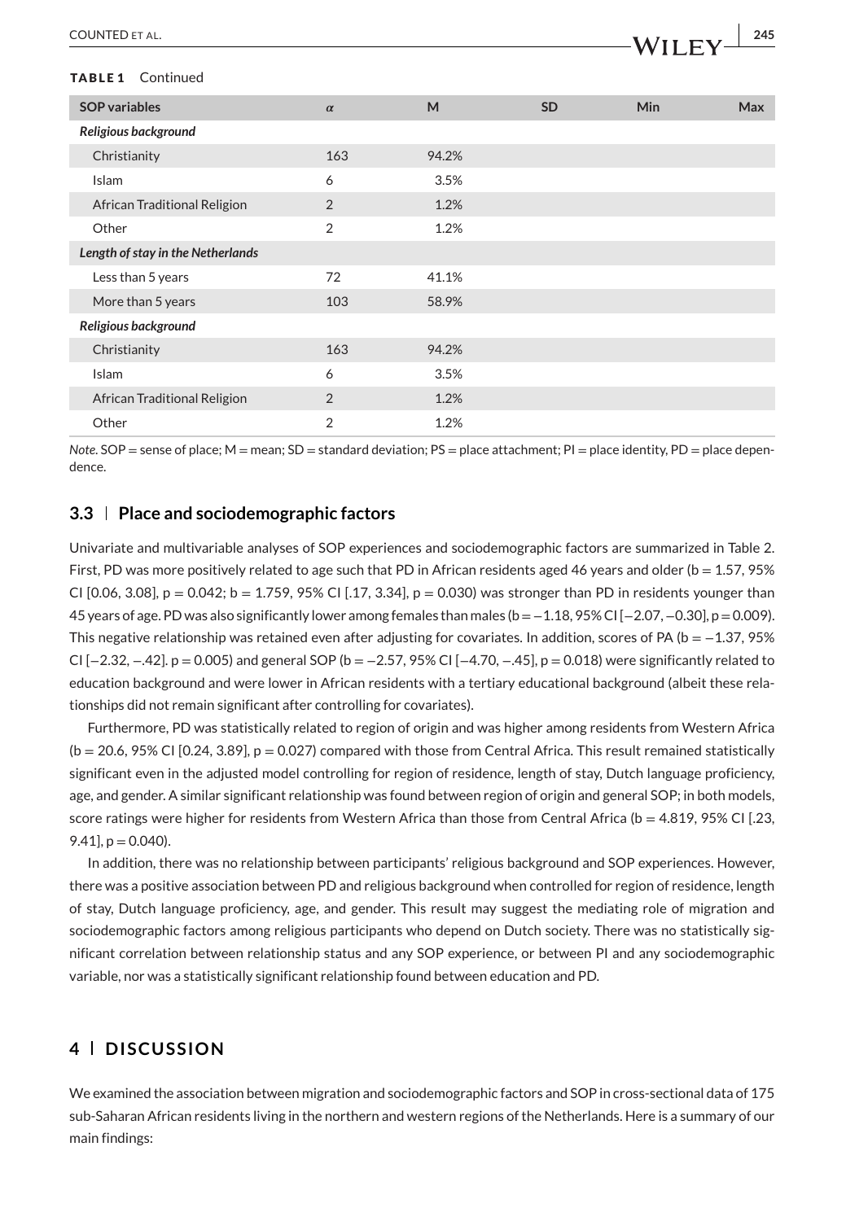**TABLE 1** Continued

| SOP variables | α | M | SD | Min | Max |
|---|---|---|---|---|---|
| ***Religious background*** | | | | | |
| Christianity | 163 | 94.2% | | | |
| Islam | 6 | 3.5% | | | |
| African Traditional Religion | 2 | 1.2% | | | |
| Other | 2 | 1.2% | | | |
| ***Length of stay in the Netherlands*** | | | | | |
| Less than 5 years | 72 | 41.1% | | | |
| More than 5 years | 103 | 58.9% | | | |
| ***Religious background*** | | | | | |
| Christianity | 163 | 94.2% | | | |
| Islam | 6 | 3.5% | | | |
| African Traditional Religion | 2 | 1.2% | | | |
| Other | 2 | 1.2% | | | |

*Note.* SOP = sense of place; M = mean; SD = standard deviation; PS = place attachment; PI = place identity, PD = place dependence.

### 3.3 | Place and sociodemographic factors

Univariate and multivariable analyses of SOP experiences and sociodemographic factors are summarized in Table 2. First, PD was more positively related to age such that PD in African residents aged 46 years and older (b = 1.57, 95% CI [0.06, 3.08], p = 0.042; b = 1.759, 95% CI [.17, 3.34], p = 0.030) was stronger than PD in residents younger than 45 years of age. PD was also significantly lower among females than males (b = −1.18, 95% CI [−2.07, −0.30], p = 0.009). This negative relationship was retained even after adjusting for covariates. In addition, scores of PA (b = −1.37, 95% CI [−2.32, −.42]. p = 0.005) and general SOP (b = −2.57, 95% CI [−4.70, −.45], p = 0.018) were significantly related to education background and were lower in African residents with a tertiary educational background (albeit these relationships did not remain significant after controlling for covariates).

Furthermore, PD was statistically related to region of origin and was higher among residents from Western Africa (b = 20.6, 95% CI [0.24, 3.89], p = 0.027) compared with those from Central Africa. This result remained statistically significant even in the adjusted model controlling for region of residence, length of stay, Dutch language proficiency, age, and gender. A similar significant relationship was found between region of origin and general SOP; in both models, score ratings were higher for residents from Western Africa than those from Central Africa (b = 4.819, 95% CI [.23, 9.41], p = 0.040).

In addition, there was no relationship between participants' religious background and SOP experiences. However, there was a positive association between PD and religious background when controlled for region of residence, length of stay, Dutch language proficiency, age, and gender. This result may suggest the mediating role of migration and sociodemographic factors among religious participants who depend on Dutch society. There was no statistically significant correlation between relationship status and any SOP experience, or between PI and any sociodemographic variable, nor was a statistically significant relationship found between education and PD.

## 4 | DISCUSSION

We examined the association between migration and sociodemographic factors and SOP in cross-sectional data of 175 sub-Saharan African residents living in the northern and western regions of the Netherlands. Here is a summary of our main findings: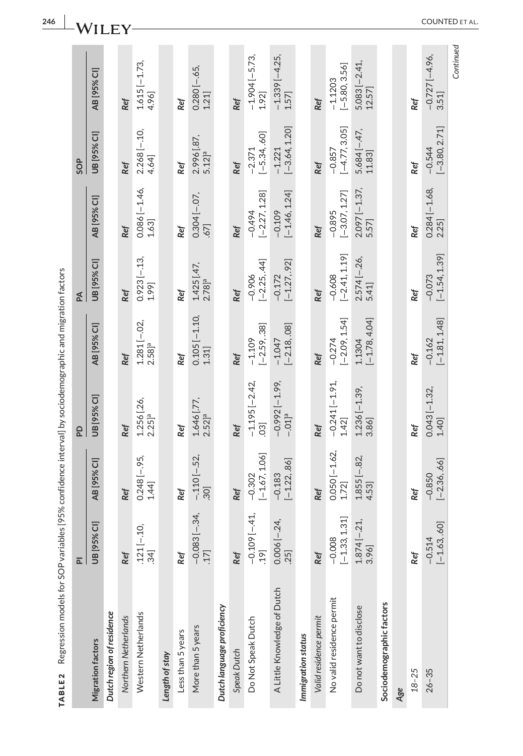**TABLE 2** Regression models for SOP variables [95% confidence interval] by sociodemographic and migration factors

| | PI | | PD | | PA | | SOP | |
|---|---|---|---|---|---|---|---|---|
| **Migration factors** | **UB [95% CI]** | **AB [95% CI]** | **UB [95% CI]** | **AB [95% CI]** | **UB [95% CI]** | **AB [95% CI]** | **UB [95% CI]** | **AB [95% CI]** |
| ***Dutch region of residence*** | | | | | | | | |
| *Northern Netherlands* | *Ref* | *Ref* | *Ref* | *Ref* | *Ref* | *Ref* | *Ref* | *Ref* |
| Western Netherlands | .121 [−.10, .34] | 0.248 [−.95, 1.44] | 1.256 [.26, 2.25][a] | 1.281 [−.02, 2.58][a] | 0.923 [−.13, 1.99] | 0.086 [−1.46, 1.63] | 2.268 [−.10, 4.64] | 1.615 [−1.73, 4.96] |
| ***Length of stay*** | | | | | | | | |
| Less than 5 years | *Ref* | *Ref* | *Ref* | *Ref* | *Ref* | *Ref* | *Ref* | *Ref* |
| More than 5 years | −0.083 [−.34, .17] | −.110 [−.52, .30] | 1.646 [.77, 2.52][a] | 0.105 [−1.10, 1.31] | 1.425 [.47, 2.78][a] | 0.304 [−.07, .67] | 2.996 [.87, 5.12][a] | 0.280 [−.65, 1.21] |
| ***Dutch language proficiency*** | | | | | | | | |
| *Speak Dutch* | *Ref* | *Ref* | *Ref* | *Ref* | *Ref* | *Ref* | *Ref* | *Ref* |
| Do Not Speak Dutch | −0.109 [−.41, .19] | −0.302 [−1.67, 1.06] | −1.195 [−2.42, .03] | −1.109 [−2.59, .38] | −0.906 [−2.25, .44] | −0.494 [−2.27, 1.28] | −2.371 [−5.34, .60] | −1.904 [−5.73, 1.92] |
| A Little Knowledge of Dutch | 0.006 [−.24, .25] | −0.183 [−1.22, .86] | −0.992 [−1.99, −.01][a] | −1.047 [−2.18, .08] | −0.172 [−1.27, .92] | −0.109 [−1.46, 1.24] | −1.221 [−3.64, 1.20] | −1.339 [−4.25, 1.57] |
| ***Immigration status*** | | | | | | | | |
| *Valid residence permit* | *Ref* | *Ref* | *Ref* | *Ref* | *Ref* | *Ref* | *Ref* | *Ref* |
| No valid residence permit | −0.008 [−1.33, 1.31] | 0.050 [−1.62, 1.72] | −0.241 [−1.91, 1.42] | −0.274 [−2.09, 1.54] | −0.608 [−2.41, 1.19] | −0.895 [−3.07, 1.27] | −0.857 [−4.77, 3.05] | −1.1203 [−5.80, 3.56] |
| Do not want to disclose | 1.874 [−.21, 3.96] | 1.855 [−.82, 4.53] | 1.236 [−1.39, 3.86] | 1.1304 [−1.78, 4.04] | 2.574 [−.26, 5.41] | 2.097 [−1.37, 5.57] | 5.684 [−.47, 11.83] | 5.083 [−2.41, 12.57] |
| **Sociodemographic factors** | | | | | | | | |
| ***Age*** | | | | | | | | |
| *18–25* | *Ref* | *Ref* | *Ref* | *Ref* | *Ref* | *Ref* | *Ref* | *Ref* |
| 26–35 | −0.514 [−1.63, .60] | −0.850 [−2.36, .66] | 0.043 [−1.32, 1.40] | −0.162 [−1.81, 1.48] | −0.073 [−1.54, 1.39] | 0.284 [−1.68, 2.25] | −0.544 [−3.80, 2.71] | −0.727 [−4.96, 3.51] |

*Continued*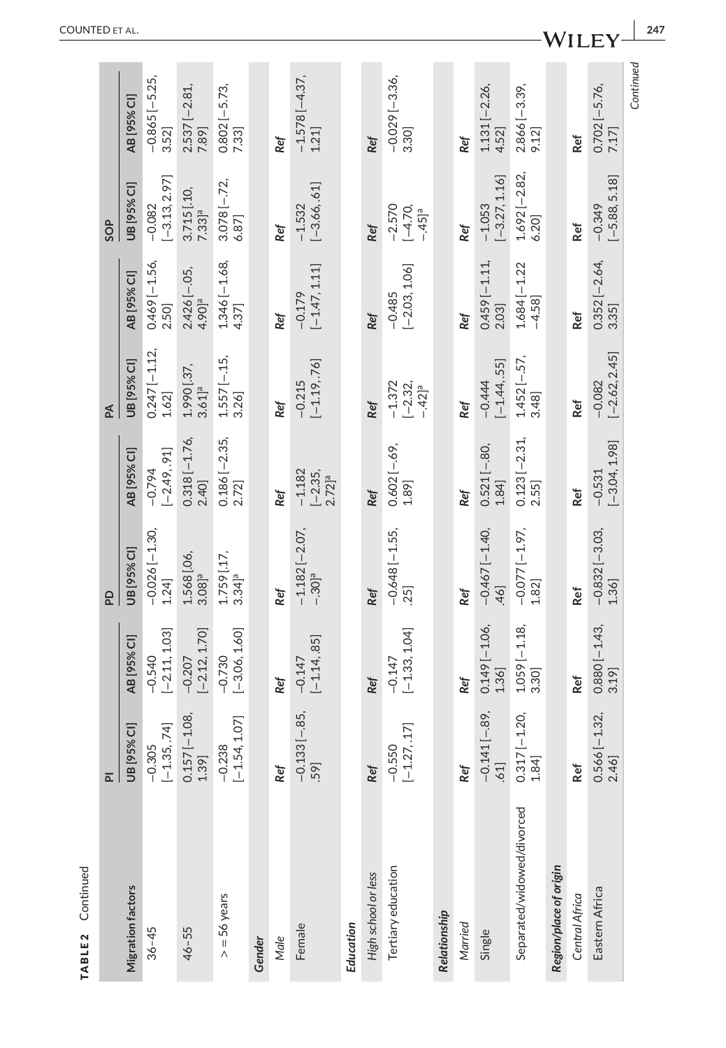**TABLE 2** Continued

| Migration factors | PI | | PD | | PA | | SOP | |
|---|---|---|---|---|---|---|---|---|
| | UB [95% CI] | AB [95% CI] | UB [95% CI] | AB [95% CI] | UB [95% CI] | AB [95% CI] | UB [95% CI] | AB [95% CI] |
| 36–45 | −0.305 [−1.35, .74] | −0.540 [−2.11, 1.03] | −0.026 [−1.30, 1.24] | −0.794 [−2.49, .91] | 0.247 [−1.12, 1.62] | 0.469 [−1.56, 2.50] | −0.082 [−3.13, 2.97] | −0.865 [−5.25, 3.52] |
| 46–55 | 0.157 [−1.08, 1.39] | −0.207 [−2.12, 1.70] | 1.568 [.06, 3.08][a] | 0.318 [−1.76, 2.40] | 1.990 [.37, 3.61][a] | 2.426 [−.05, 4.90][a] | 3.715 [.10, 7.33][a] | 2.537 [−2.81, 7.89] |
| > = 56 years | −0.238 [−1.54, 1.07] | −0.730 [−3.06, 1.60] | 1.759 [.17, 3.34][a] | 0.186 [−2.35, 2.72] | 1.557 [−.15, 3.26] | 1.346 [−1.68, 4.37] | 3.078 [−.72, 6.87] | 0.802 [−5.73, 7.33] |
| ***Gender*** | | | | | | | | |
| *Male* | *Ref* | *Ref* | *Ref* | *Ref* | *Ref* | *Ref* | *Ref* | *Ref* |
| Female | −0.133 [−.85, .59] | −0.147 [−1.14, .85] | −1.182 [−2.07, −.30][a] | −1.182 [−2.35, 2.72][a] | −0.215 [−1.19, .76] | −0.179 [−1.47, 1.11] | −1.532 [−3.66, .61] | −1.578 [−4.37, 1.21] |
| ***Education*** | | | | | | | | |
| *High school or less* | *Ref* | *Ref* | *Ref* | *Ref* | *Ref* | *Ref* | *Ref* | *Ref* |
| Tertiary education | −0.550 [−1.27, .17] | −0.147 [−1.33, 1.04] | −0.648 [−1.55, .25] | 0.602 [−.69, 1.89] | −1.372 [−2.32, −.42][a] | −0.485 [−2.03, 1.06] | −2.570 [−4.70, −.45][a] | −0.029 [−3.36, 3.30] |
| ***Relationship*** | | | | | | | | |
| *Married* | *Ref* | *Ref* | *Ref* | *Ref* | *Ref* | *Ref* | *Ref* | *Ref* |
| Single | −0.141 [−.89, .61] | 0.149 [−1.06, 1.36] | −0.467 [−1.40, .46] | 0.521 [−.80, 1.84] | −0.444 [−1.44, .55] | 0.459 [−1.11, 2.03] | −1.053 [−3.27, 1.16] | 1.131 [−2.26, 4.52] |
| Separated/widowed/divorced | 0.317 [−1.20, 1.84] | 1.059 [−1.18, 3.30] | −0.077 [−1.97, 1.82] | 0.123 [−2.31, 2.55] | 1.452 [−.57, 3.48] | 1.684 [−1.22 −4.58] | 1.692 [−2.82, 6.20] | 2.866 [−3.39, 9.12] |
| ***Region/place of origin*** | | | | | | | | |
| *Central Africa* | **Ref** | **Ref** | **Ref** | **Ref** | **Ref** | **Ref** | **Ref** | **Ref** |
| Eastern Africa | 0.566 [−1.32, 2.46] | 0.880 [−1.43, 3.19] | −0.832 [−3.03, 1.36] | −0.531 [−3.04, 1.98] | −0.082 [−2.62, 2.45] | 0.352 [−2.64, 3.35] | −0.349 [−5.88, 5.18] | 0.702 [−5.76, 7.17] |

*Continued*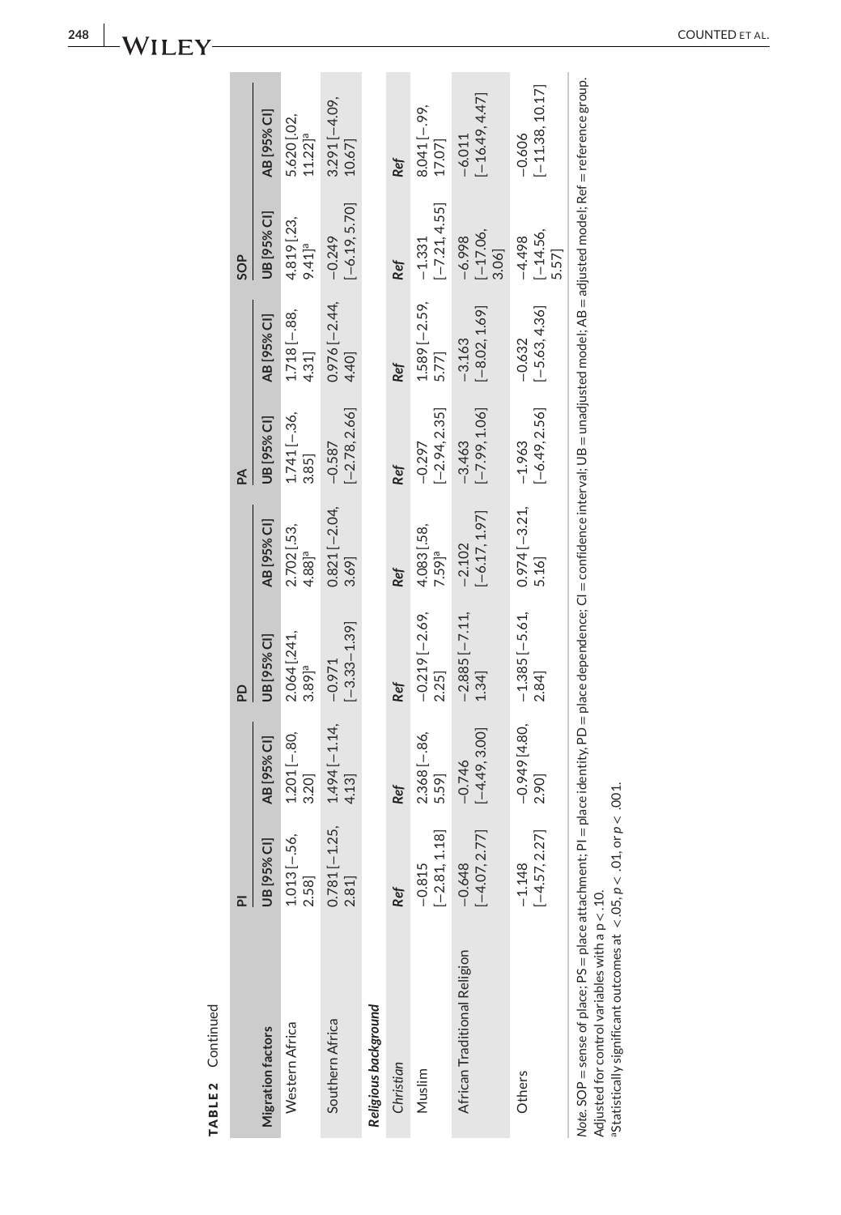**TABLE 2** Continued

| Migration factors | PI | | PD | | PA | | SOP | |
|---|---|---|---|---|---|---|---|---|
| | UB [95% CI] | AB [95% CI] | UB [95% CI] | AB [95% CI] | UB [95% CI] | AB [95% CI] | UB [95% CI] | AB [95% CI] |
| Western Africa | 1.013 [−.56, 2.58] | 1.201 [−.80, 3.20] | 2.064 [.241, 3.89][a] | 2.702 [.53, 4.88][a] | 1.741 [−.36, 3.85] | 1.718 [−.88, 4.31] | 4.819 [.23, 9.41][a] | 5.620 [.02, 11.22][a] |
| Southern Africa | 0.781 [−1.25, 2.81] | 1.494 [−1.14, 4.13] | −0.971 [−3.33–1.39] | 0.821 [−2.04, 3.69] | −0.587 [−2.78, 2.66] | 0.976 [−2.44, 4.40] | −0.249 [−6.19, 5.70] | 3.291 [−4.09, 10.67] |
| ***Religious background*** | | | | | | | | |
| *Christian* | *Ref* | *Ref* | *Ref* | *Ref* | *Ref* | *Ref* | *Ref* | *Ref* |
| Muslim | −0.815 [−2.81, 1.18] | 2.368 [−.86, 5.59] | −0.219 [−2.69, 2.25] | 4.083 [.58, 7.59][a] | −0.297 [−2.94, 2.35] | 1.589 [−2.59, 5.77] | −1.331 [−7.21, 4.55] | 8.041 [−.99, 17.07] |
| African Traditional Religion | −0.648 [−4.07, 2.77] | −0.746 [−4.49, 3.00] | −2.885 [−7.11, 1.34] | −2.102 [−6.17, 1.97] | −3.463 [−7.99, 1.06] | −3.163 [−8.02, 1.69] | −6.998 [−17.06, 3.06] | −6.011 [−16.49, 4.47] |
| Others | −1.148 [−4.57, 2.27] | −0.949 [4.80, 2.90] | −1.385 [−5.61, 2.84] | 0.974 [−3.21, 5.16] | −1.963 [−6.49, 2.56] | −0.632 [−5.63, 4.36] | −4.498 [−14.56, 5.57] | −0.606 [−11.38, 10.17] |

*Note*. SOP = sense of place; PS = place attachment; PI = place identity, PD = place dependence; CI = confidence interval; UB = unadjusted model; AB = adjusted model; Ref = reference group.
Adjusted for control variables with a p < .10.
[a]Statistically significant outcomes at < .05, $p < .01$, or $p < .001$.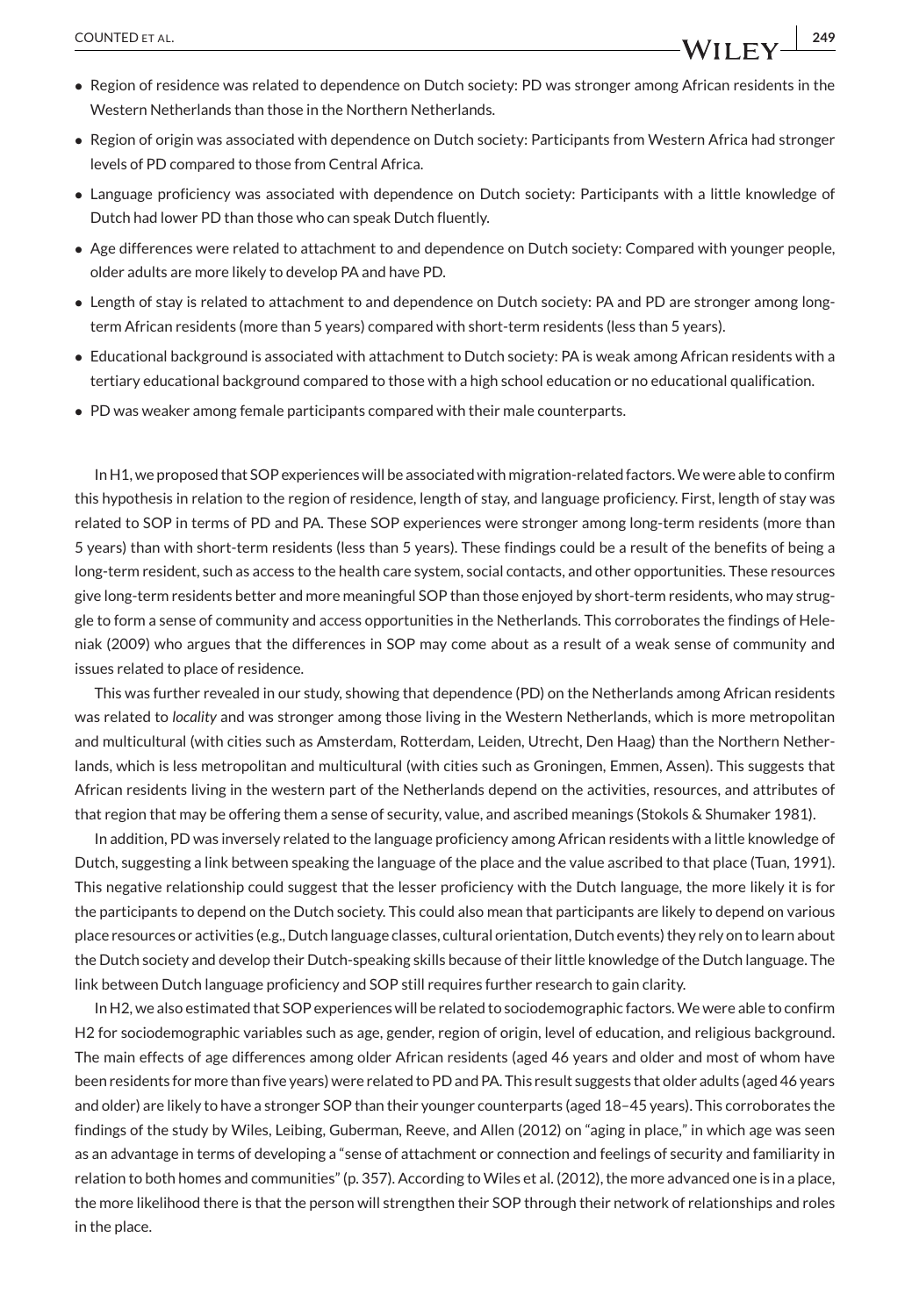- Region of residence was related to dependence on Dutch society: PD was stronger among African residents in the Western Netherlands than those in the Northern Netherlands.
- Region of origin was associated with dependence on Dutch society: Participants from Western Africa had stronger levels of PD compared to those from Central Africa.
- Language proficiency was associated with dependence on Dutch society: Participants with a little knowledge of Dutch had lower PD than those who can speak Dutch fluently.
- Age differences were related to attachment to and dependence on Dutch society: Compared with younger people, older adults are more likely to develop PA and have PD.
- Length of stay is related to attachment to and dependence on Dutch society: PA and PD are stronger among long-term African residents (more than 5 years) compared with short-term residents (less than 5 years).
- Educational background is associated with attachment to Dutch society: PA is weak among African residents with a tertiary educational background compared to those with a high school education or no educational qualification.
- PD was weaker among female participants compared with their male counterparts.

In H1, we proposed that SOP experiences will be associated with migration-related factors. We were able to confirm this hypothesis in relation to the region of residence, length of stay, and language proficiency. First, length of stay was related to SOP in terms of PD and PA. These SOP experiences were stronger among long-term residents (more than 5 years) than with short-term residents (less than 5 years). These findings could be a result of the benefits of being a long-term resident, such as access to the health care system, social contacts, and other opportunities. These resources give long-term residents better and more meaningful SOP than those enjoyed by short-term residents, who may struggle to form a sense of community and access opportunities in the Netherlands. This corroborates the findings of Heleniak (2009) who argues that the differences in SOP may come about as a result of a weak sense of community and issues related to place of residence.

This was further revealed in our study, showing that dependence (PD) on the Netherlands among African residents was related to *locality* and was stronger among those living in the Western Netherlands, which is more metropolitan and multicultural (with cities such as Amsterdam, Rotterdam, Leiden, Utrecht, Den Haag) than the Northern Netherlands, which is less metropolitan and multicultural (with cities such as Groningen, Emmen, Assen). This suggests that African residents living in the western part of the Netherlands depend on the activities, resources, and attributes of that region that may be offering them a sense of security, value, and ascribed meanings (Stokols & Shumaker 1981).

In addition, PD was inversely related to the language proficiency among African residents with a little knowledge of Dutch, suggesting a link between speaking the language of the place and the value ascribed to that place (Tuan, 1991). This negative relationship could suggest that the lesser proficiency with the Dutch language, the more likely it is for the participants to depend on the Dutch society. This could also mean that participants are likely to depend on various place resources or activities (e.g., Dutch language classes, cultural orientation, Dutch events) they rely on to learn about the Dutch society and develop their Dutch-speaking skills because of their little knowledge of the Dutch language. The link between Dutch language proficiency and SOP still requires further research to gain clarity.

In H2, we also estimated that SOP experiences will be related to sociodemographic factors. We were able to confirm H2 for sociodemographic variables such as age, gender, region of origin, level of education, and religious background. The main effects of age differences among older African residents (aged 46 years and older and most of whom have been residents for more than five years) were related to PD and PA. This result suggests that older adults (aged 46 years and older) are likely to have a stronger SOP than their younger counterparts (aged 18–45 years). This corroborates the findings of the study by Wiles, Leibing, Guberman, Reeve, and Allen (2012) on "aging in place," in which age was seen as an advantage in terms of developing a "sense of attachment or connection and feelings of security and familiarity in relation to both homes and communities" (p. 357). According to Wiles et al. (2012), the more advanced one is in a place, the more likelihood there is that the person will strengthen their SOP through their network of relationships and roles in the place.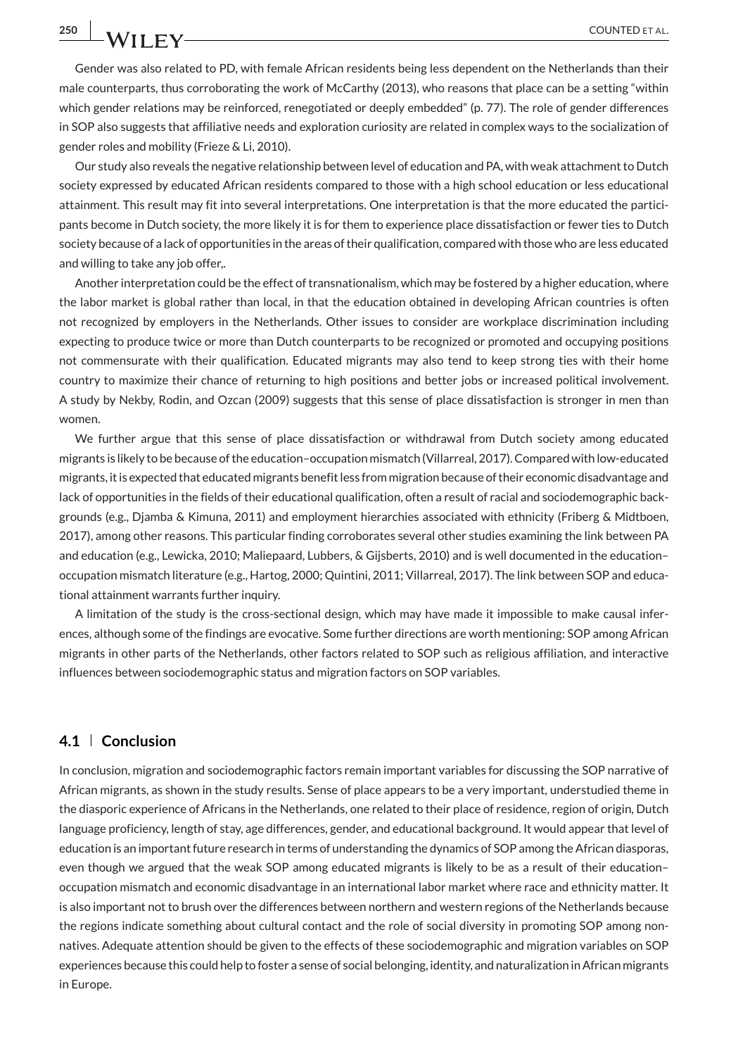Gender was also related to PD, with female African residents being less dependent on the Netherlands than their male counterparts, thus corroborating the work of McCarthy (2013), who reasons that place can be a setting "within which gender relations may be reinforced, renegotiated or deeply embedded" (p. 77). The role of gender differences in SOP also suggests that affiliative needs and exploration curiosity are related in complex ways to the socialization of gender roles and mobility (Frieze & Li, 2010).

Our study also reveals the negative relationship between level of education and PA, with weak attachment to Dutch society expressed by educated African residents compared to those with a high school education or less educational attainment. This result may fit into several interpretations. One interpretation is that the more educated the participants become in Dutch society, the more likely it is for them to experience place dissatisfaction or fewer ties to Dutch society because of a lack of opportunities in the areas of their qualification, compared with those who are less educated and willing to take any job offer,.

Another interpretation could be the effect of transnationalism, which may be fostered by a higher education, where the labor market is global rather than local, in that the education obtained in developing African countries is often not recognized by employers in the Netherlands. Other issues to consider are workplace discrimination including expecting to produce twice or more than Dutch counterparts to be recognized or promoted and occupying positions not commensurate with their qualification. Educated migrants may also tend to keep strong ties with their home country to maximize their chance of returning to high positions and better jobs or increased political involvement. A study by Nekby, Rodin, and Ozcan (2009) suggests that this sense of place dissatisfaction is stronger in men than women.

We further argue that this sense of place dissatisfaction or withdrawal from Dutch society among educated migrants is likely to be because of the education–occupation mismatch (Villarreal, 2017). Compared with low-educated migrants, it is expected that educated migrants benefit less from migration because of their economic disadvantage and lack of opportunities in the fields of their educational qualification, often a result of racial and sociodemographic backgrounds (e.g., Djamba & Kimuna, 2011) and employment hierarchies associated with ethnicity (Friberg & Midtboen, 2017), among other reasons. This particular finding corroborates several other studies examining the link between PA and education (e.g., Lewicka, 2010; Maliepaard, Lubbers, & Gijsberts, 2010) and is well documented in the education–occupation mismatch literature (e.g., Hartog, 2000; Quintini, 2011; Villarreal, 2017). The link between SOP and educational attainment warrants further inquiry.

A limitation of the study is the cross-sectional design, which may have made it impossible to make causal inferences, although some of the findings are evocative. Some further directions are worth mentioning: SOP among African migrants in other parts of the Netherlands, other factors related to SOP such as religious affiliation, and interactive influences between sociodemographic status and migration factors on SOP variables.

### 4.1 | Conclusion

In conclusion, migration and sociodemographic factors remain important variables for discussing the SOP narrative of African migrants, as shown in the study results. Sense of place appears to be a very important, understudied theme in the diasporic experience of Africans in the Netherlands, one related to their place of residence, region of origin, Dutch language proficiency, length of stay, age differences, gender, and educational background. It would appear that level of education is an important future research in terms of understanding the dynamics of SOP among the African diasporas, even though we argued that the weak SOP among educated migrants is likely to be as a result of their education–occupation mismatch and economic disadvantage in an international labor market where race and ethnicity matter. It is also important not to brush over the differences between northern and western regions of the Netherlands because the regions indicate something about cultural contact and the role of social diversity in promoting SOP among non-natives. Adequate attention should be given to the effects of these sociodemographic and migration variables on SOP experiences because this could help to foster a sense of social belonging, identity, and naturalization in African migrants in Europe.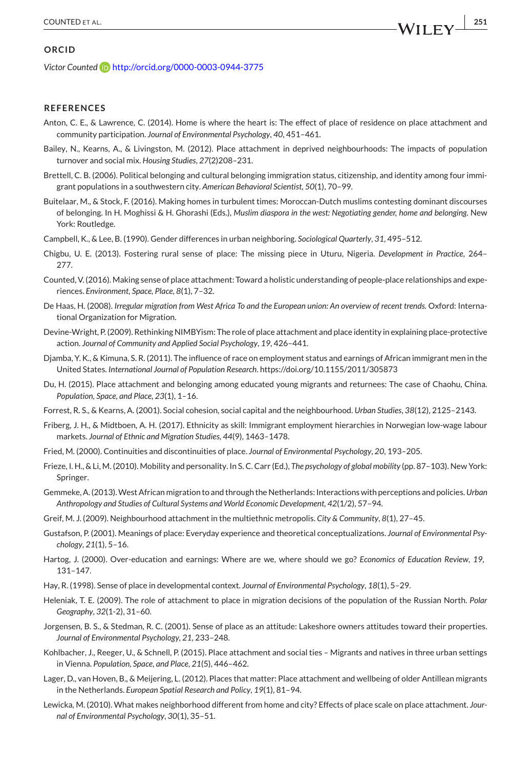## ORCID

*Victor Counted* http://orcid.org/0000-0003-0944-3775

## REFERENCES

Anton, C. E., & Lawrence, C. (2014). Home is where the heart is: The effect of place of residence on place attachment and community participation. *Journal of Environmental Psychology*, *40*, 451–461.

Bailey, N., Kearns, A., & Livingston, M. (2012). Place attachment in deprived neighbourhoods: The impacts of population turnover and social mix. *Housing Studies*, *27*(2)208–231.

Brettell, C. B. (2006). Political belonging and cultural belonging immigration status, citizenship, and identity among four immigrant populations in a southwestern city. *American Behavioral Scientist*, *50*(1), 70–99.

Buitelaar, M., & Stock, F. (2016). Making homes in turbulent times: Moroccan-Dutch muslims contesting dominant discourses of belonging. In H. Moghissi & H. Ghorashi (Eds.), *Muslim diaspora in the west: Negotiating gender, home and belonging*. New York: Routledge.

Campbell, K., & Lee, B. (1990). Gender differences in urban neighboring. *Sociological Quarterly*, *31*, 495–512.

Chigbu, U. E. (2013). Fostering rural sense of place: The missing piece in Uturu, Nigeria. *Development in Practice*, 264–277.

Counted, V. (2016). Making sense of place attachment: Toward a holistic understanding of people-place relationships and experiences. *Environment, Space, Place*, *8*(1), 7–32.

De Haas, H. (2008). *Irregular migration from West Africa To and the European union: An overview of recent trends*. Oxford: International Organization for Migration.

Devine-Wright, P. (2009). Rethinking NIMBYism: The role of place attachment and place identity in explaining place-protective action. *Journal of Community and Applied Social Psychology*, *19*, 426–441.

Djamba, Y. K., & Kimuna, S. R. (2011). The influence of race on employment status and earnings of African immigrant men in the United States. *International Journal of Population Research*. https://doi.org/10.1155/2011/305873

Du, H. (2015). Place attachment and belonging among educated young migrants and returnees: The case of Chaohu, China. *Population, Space, and Place*, *23*(1), 1–16.

Forrest, R. S., & Kearns, A. (2001). Social cohesion, social capital and the neighbourhood. *Urban Studies*, *38*(12), 2125–2143.

Friberg, J. H., & Midtboen, A. H. (2017). Ethnicity as skill: Immigrant employment hierarchies in Norwegian low-wage labour markets. *Journal of Ethnic and Migration Studies*, *44*(9), 1463–1478.

Fried, M. (2000). Continuities and discontinuities of place. *Journal of Environmental Psychology*, *20*, 193–205.

Frieze, I. H., & Li, M. (2010). Mobility and personality. In S. C. Carr (Ed.), *The psychology of global mobility* (pp. 87–103). New York: Springer.

Gemmeke, A. (2013). West African migration to and through the Netherlands: Interactions with perceptions and policies. *Urban Anthropology and Studies of Cultural Systems and World Economic Development*, *42*(1/2), 57–94.

Greif, M. J. (2009). Neighbourhood attachment in the multiethnic metropolis. *City & Community*, *8*(1), 27–45.

Gustafson, P. (2001). Meanings of place: Everyday experience and theoretical conceptualizations. *Journal of Environmental Psychology*, *21*(1), 5–16.

Hartog, J. (2000). Over-education and earnings: Where are we, where should we go? *Economics of Education Review*, *19*, 131–147.

Hay, R. (1998). Sense of place in developmental context. *Journal of Environmental Psychology*, *18*(1), 5–29.

Heleniak, T. E. (2009). The role of attachment to place in migration decisions of the population of the Russian North. *Polar Geography*, *32*(1-2), 31–60.

Jorgensen, B. S., & Stedman, R. C. (2001). Sense of place as an attitude: Lakeshore owners attitudes toward their properties. *Journal of Environmental Psychology*, *21*, 233–248.

Kohlbacher, J., Reeger, U., & Schnell, P. (2015). Place attachment and social ties – Migrants and natives in three urban settings in Vienna. *Population, Space, and Place*, *21*(5), 446–462.

Lager, D., van Hoven, B., & Meijering, L. (2012). Places that matter: Place attachment and wellbeing of older Antillean migrants in the Netherlands. *European Spatial Research and Policy*, *19*(1), 81–94.

Lewicka, M. (2010). What makes neighborhood different from home and city? Effects of place scale on place attachment. *Journal of Environmental Psychology*, *30*(1), 35–51.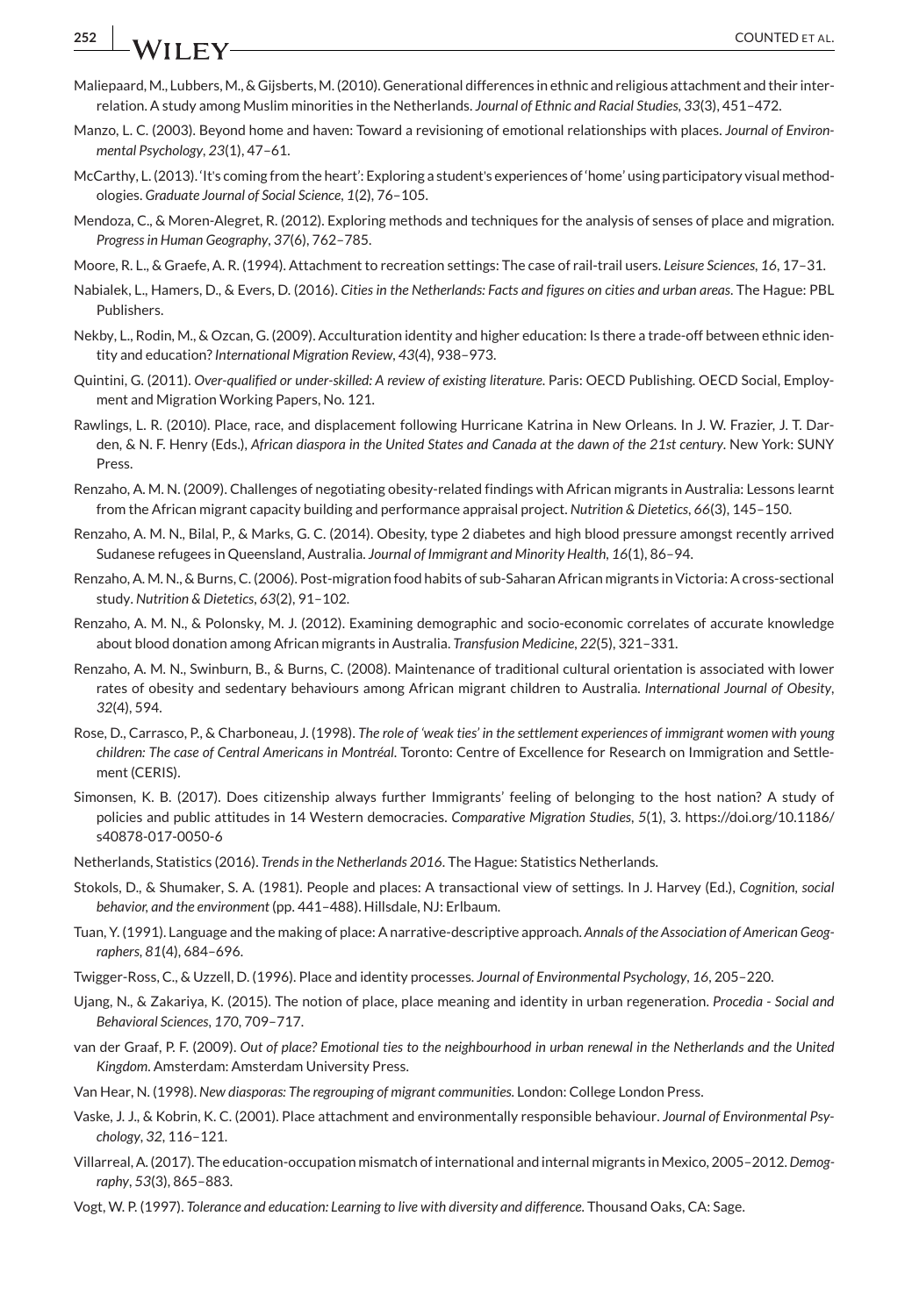Maliepaard, M., Lubbers, M., & Gijsberts, M. (2010). Generational differences in ethnic and religious attachment and their interrelation. A study among Muslim minorities in the Netherlands. *Journal of Ethnic and Racial Studies*, *33*(3), 451–472.

Manzo, L. C. (2003). Beyond home and haven: Toward a revisioning of emotional relationships with places. *Journal of Environmental Psychology*, *23*(1), 47–61.

McCarthy, L. (2013). 'It's coming from the heart': Exploring a student's experiences of 'home' using participatory visual methodologies. *Graduate Journal of Social Science*, *1*(2), 76–105.

Mendoza, C., & Moren-Alegret, R. (2012). Exploring methods and techniques for the analysis of senses of place and migration. *Progress in Human Geography*, *37*(6), 762–785.

Moore, R. L., & Graefe, A. R. (1994). Attachment to recreation settings: The case of rail-trail users. *Leisure Sciences*, *16*, 17–31.

Nabialek, L., Hamers, D., & Evers, D. (2016). *Cities in the Netherlands: Facts and figures on cities and urban areas*. The Hague: PBL Publishers.

Nekby, L., Rodin, M., & Ozcan, G. (2009). Acculturation identity and higher education: Is there a trade-off between ethnic identity and education? *International Migration Review*, *43*(4), 938–973.

Quintini, G. (2011). *Over-qualified or under-skilled: A review of existing literature*. Paris: OECD Publishing. OECD Social, Employment and Migration Working Papers, No. 121.

Rawlings, L. R. (2010). Place, race, and displacement following Hurricane Katrina in New Orleans. In J. W. Frazier, J. T. Darden, & N. F. Henry (Eds.), *African diaspora in the United States and Canada at the dawn of the 21st century*. New York: SUNY Press.

Renzaho, A. M. N. (2009). Challenges of negotiating obesity-related findings with African migrants in Australia: Lessons learnt from the African migrant capacity building and performance appraisal project. *Nutrition & Dietetics*, *66*(3), 145–150.

Renzaho, A. M. N., Bilal, P., & Marks, G. C. (2014). Obesity, type 2 diabetes and high blood pressure amongst recently arrived Sudanese refugees in Queensland, Australia. *Journal of Immigrant and Minority Health*, *16*(1), 86–94.

Renzaho, A. M. N., & Burns, C. (2006). Post-migration food habits of sub-Saharan African migrants in Victoria: A cross-sectional study. *Nutrition & Dietetics*, *63*(2), 91–102.

Renzaho, A. M. N., & Polonsky, M. J. (2012). Examining demographic and socio-economic correlates of accurate knowledge about blood donation among African migrants in Australia. *Transfusion Medicine*, *22*(5), 321–331.

Renzaho, A. M. N., Swinburn, B., & Burns, C. (2008). Maintenance of traditional cultural orientation is associated with lower rates of obesity and sedentary behaviours among African migrant children to Australia. *International Journal of Obesity*, *32*(4), 594.

Rose, D., Carrasco, P., & Charboneau, J. (1998). *The role of 'weak ties' in the settlement experiences of immigrant women with young children: The case of Central Americans in Montréal*. Toronto: Centre of Excellence for Research on Immigration and Settlement (CERIS).

Simonsen, K. B. (2017). Does citizenship always further Immigrants' feeling of belonging to the host nation? A study of policies and public attitudes in 14 Western democracies. *Comparative Migration Studies*, *5*(1), 3. https://doi.org/10.1186/s40878-017-0050-6

Netherlands, Statistics (2016). *Trends in the Netherlands 2016*. The Hague: Statistics Netherlands.

Stokols, D., & Shumaker, S. A. (1981). People and places: A transactional view of settings. In J. Harvey (Ed.), *Cognition, social behavior, and the environment* (pp. 441–488). Hillsdale, NJ: Erlbaum.

Tuan, Y. (1991). Language and the making of place: A narrative-descriptive approach. *Annals of the Association of American Geographers*, *81*(4), 684–696.

Twigger-Ross, C., & Uzzell, D. (1996). Place and identity processes. *Journal of Environmental Psychology*, *16*, 205–220.

Ujang, N., & Zakariya, K. (2015). The notion of place, place meaning and identity in urban regeneration. *Procedia - Social and Behavioral Sciences*, *170*, 709–717.

van der Graaf, P. F. (2009). *Out of place? Emotional ties to the neighbourhood in urban renewal in the Netherlands and the United Kingdom*. Amsterdam: Amsterdam University Press.

Van Hear, N. (1998). *New diasporas: The regrouping of migrant communities*. London: College London Press.

Vaske, J. J., & Kobrin, K. C. (2001). Place attachment and environmentally responsible behaviour. *Journal of Environmental Psychology*, *32*, 116–121.

Villarreal, A. (2017). The education-occupation mismatch of international and internal migrants in Mexico, 2005–2012. *Demography*, *53*(3), 865–883.

Vogt, W. P. (1997). *Tolerance and education: Learning to live with diversity and difference*. Thousand Oaks, CA: Sage.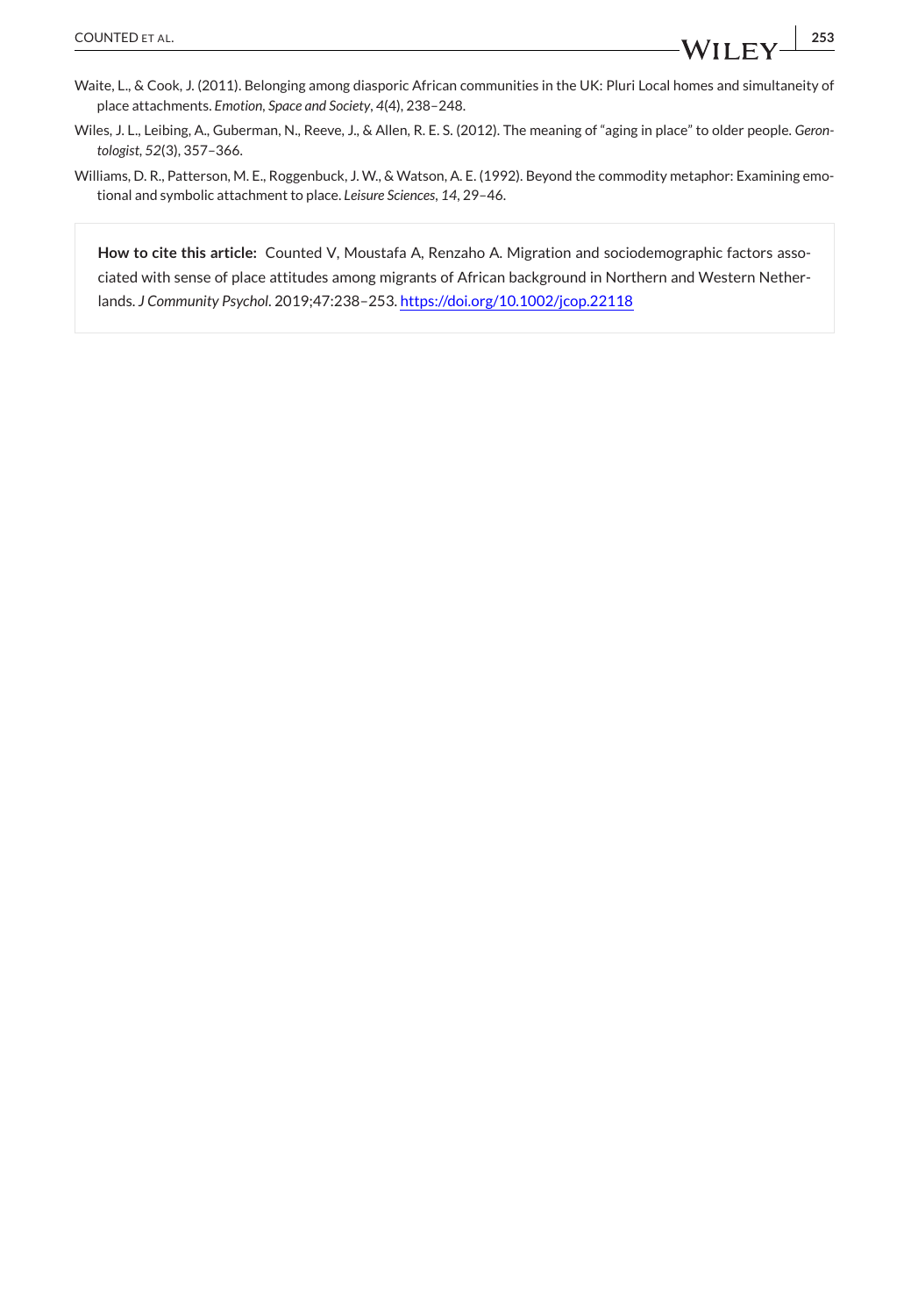Waite, L., & Cook, J. (2011). Belonging among diasporic African communities in the UK: Pluri Local homes and simultaneity of place attachments. *Emotion, Space and Society*, *4*(4), 238–248.

Wiles, J. L., Leibing, A., Guberman, N., Reeve, J., & Allen, R. E. S. (2012). The meaning of "aging in place" to older people. *Gerontologist*, *52*(3), 357–366.

Williams, D. R., Patterson, M. E., Roggenbuck, J. W., & Watson, A. E. (1992). Beyond the commodity metaphor: Examining emotional and symbolic attachment to place. *Leisure Sciences*, *14*, 29–46.

**How to cite this article:** Counted V, Moustafa A, Renzaho A. Migration and sociodemographic factors associated with sense of place attitudes among migrants of African background in Northern and Western Netherlands. *J Community Psychol*. 2019;47:238–253. https://doi.org/10.1002/jcop.22118